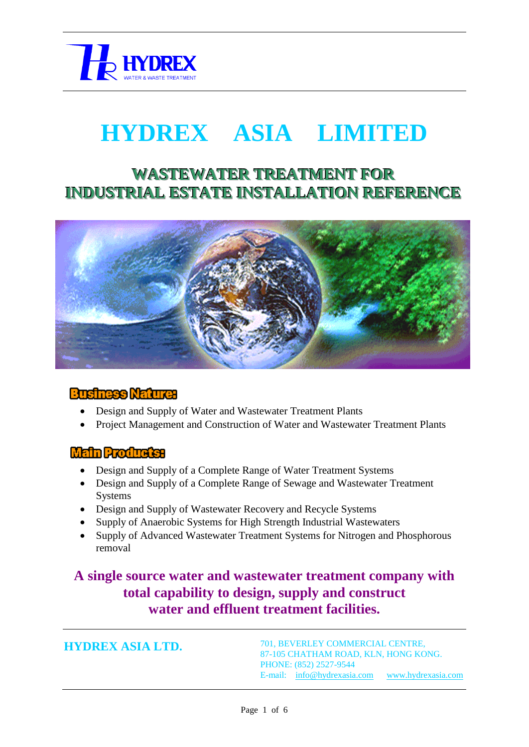HYDREX
WATER & WASTE TREATMENT

# HYDREX ASIA LIMITED

## WASTEWATER TREATMENT FOR INDUSTRIAL ESTATE INSTALLATION REFERENCE

### Business Nature:

- Design and Supply of Water and Wastewater Treatment Plants
- Project Management and Construction of Water and Wastewater Treatment Plants

### Main Products:

- Design and Supply of a Complete Range of Water Treatment Systems
- Design and Supply of a Complete Range of Sewage and Wastewater Treatment Systems
- Design and Supply of Wastewater Recovery and Recycle Systems
- Supply of Anaerobic Systems for High Strength Industrial Wastewaters
- Supply of Advanced Wastewater Treatment Systems for Nitrogen and Phosphorous removal

**A single source water and wastewater treatment company with total capability to design, supply and construct water and effluent treatment facilities.**

**HYDREX ASIA LTD.**

701, BEVERLEY COMMERCIAL CENTRE,
87-105 CHATHAM ROAD, KLN, HONG KONG.
PHONE: (852) 2527-9544
E-mail: info@hydrexasia.com www.hydrexasia.com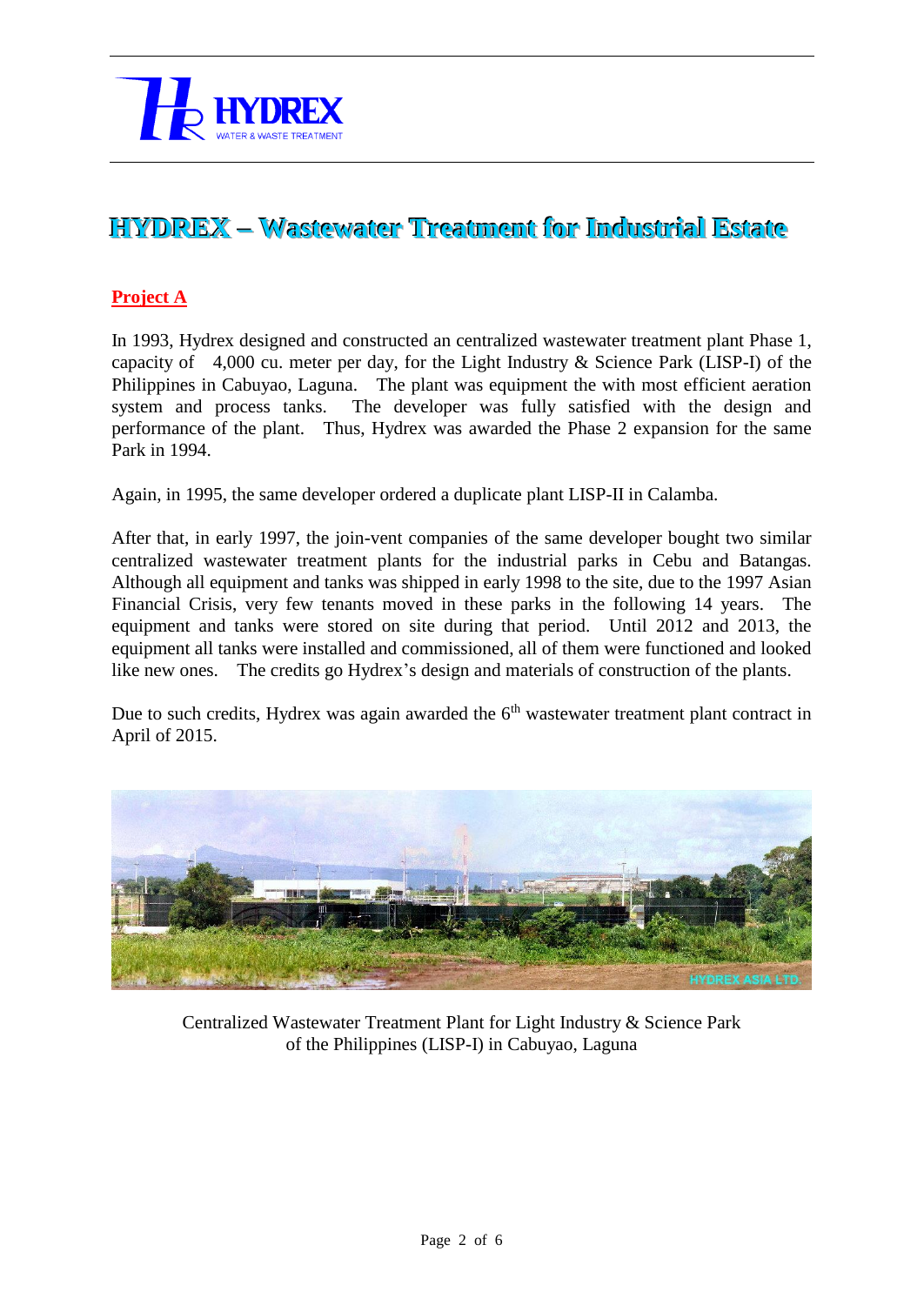# HYDREX – Wastewater Treatment for Industrial Estate

## Project A

In 1993, Hydrex designed and constructed an centralized wastewater treatment plant Phase 1, capacity of 4,000 cu. meter per day, for the Light Industry & Science Park (LISP-I) of the Philippines in Cabuyao, Laguna. The plant was equipment the with most efficient aeration system and process tanks. The developer was fully satisfied with the design and performance of the plant. Thus, Hydrex was awarded the Phase 2 expansion for the same Park in 1994.

Again, in 1995, the same developer ordered a duplicate plant LISP-II in Calamba.

After that, in early 1997, the join-vent companies of the same developer bought two similar centralized wastewater treatment plants for the industrial parks in Cebu and Batangas. Although all equipment and tanks was shipped in early 1998 to the site, due to the 1997 Asian Financial Crisis, very few tenants moved in these parks in the following 14 years. The equipment and tanks were stored on site during that period. Until 2012 and 2013, the equipment all tanks were installed and commissioned, all of them were functioned and looked like new ones. The credits go Hydrex's design and materials of construction of the plants.

Due to such credits, Hydrex was again awarded the 6th wastewater treatment plant contract in April of 2015.

Centralized Wastewater Treatment Plant for Light Industry & Science Park of the Philippines (LISP-I) in Cabuyao, Laguna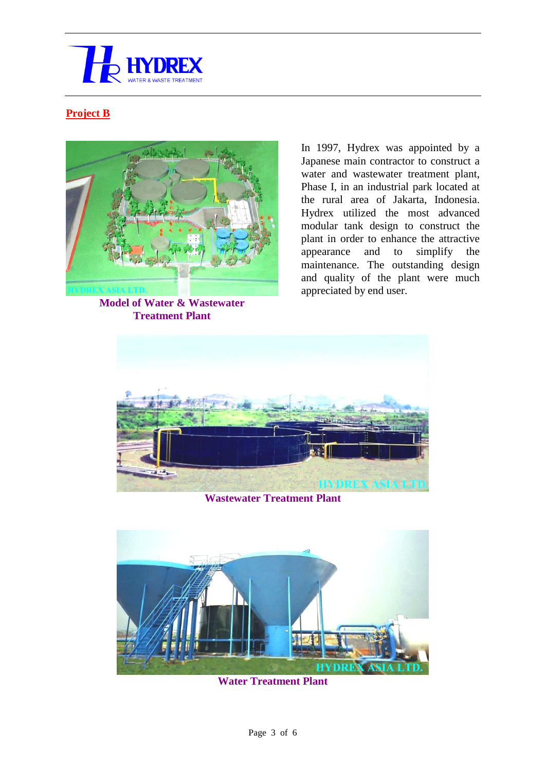## Project B

In 1997, Hydrex was appointed by a Japanese main contractor to construct a water and wastewater treatment plant, Phase I, in an industrial park located at the rural area of Jakarta, Indonesia. Hydrex utilized the most advanced modular tank design to construct the plant in order to enhance the attractive appearance and to simplify the maintenance. The outstanding design and quality of the plant were much appreciated by end user.

**Model of Water & Wastewater Treatment Plant**

**Wastewater Treatment Plant**

**Water Treatment Plant**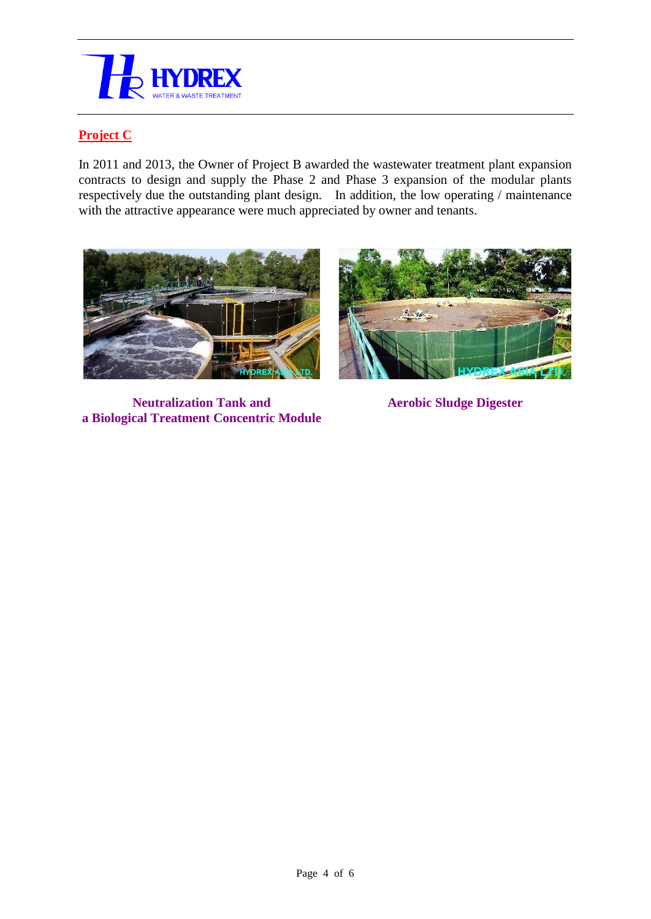## Project C

In 2011 and 2013, the Owner of Project B awarded the wastewater treatment plant expansion contracts to design and supply the Phase 2 and Phase 3 expansion of the modular plants respectively due the outstanding plant design. In addition, the low operating / maintenance with the attractive appearance were much appreciated by owner and tenants.

**Neutralization Tank and a Biological Treatment Concentric Module**

**Aerobic Sludge Digester**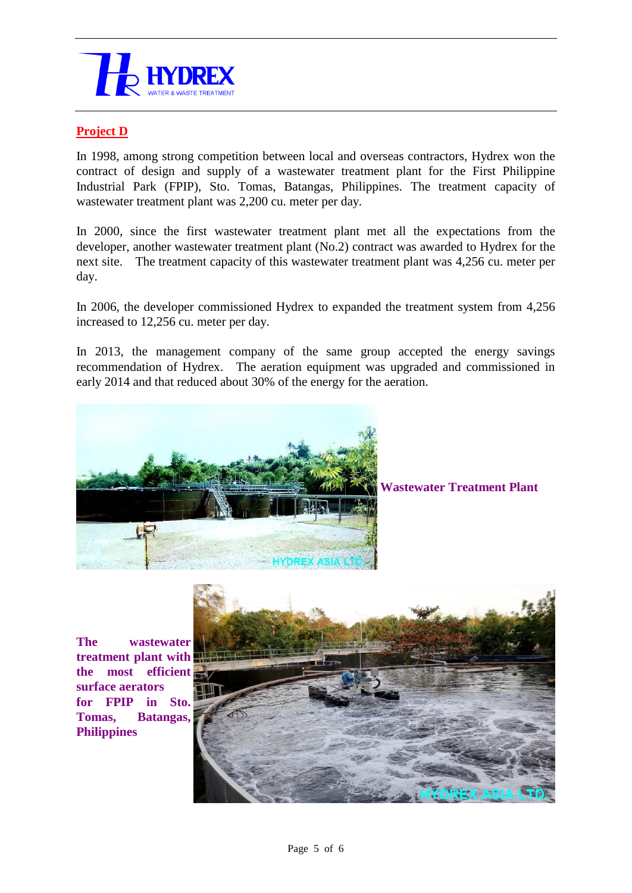## Project D

In 1998, among strong competition between local and overseas contractors, Hydrex won the contract of design and supply of a wastewater treatment plant for the First Philippine Industrial Park (FPIP), Sto. Tomas, Batangas, Philippines. The treatment capacity of wastewater treatment plant was 2,200 cu. meter per day.

In 2000, since the first wastewater treatment plant met all the expectations from the developer, another wastewater treatment plant (No.2) contract was awarded to Hydrex for the next site. The treatment capacity of this wastewater treatment plant was 4,256 cu. meter per day.

In 2006, the developer commissioned Hydrex to expanded the treatment system from 4,256 increased to 12,256 cu. meter per day.

In 2013, the management company of the same group accepted the energy savings recommendation of Hydrex. The aeration equipment was upgraded and commissioned in early 2014 and that reduced about 30% of the energy for the aeration.

**Wastewater Treatment Plant**

**The wastewater treatment plant with the most efficient surface aerators for FPIP in Sto. Tomas, Batangas, Philippines**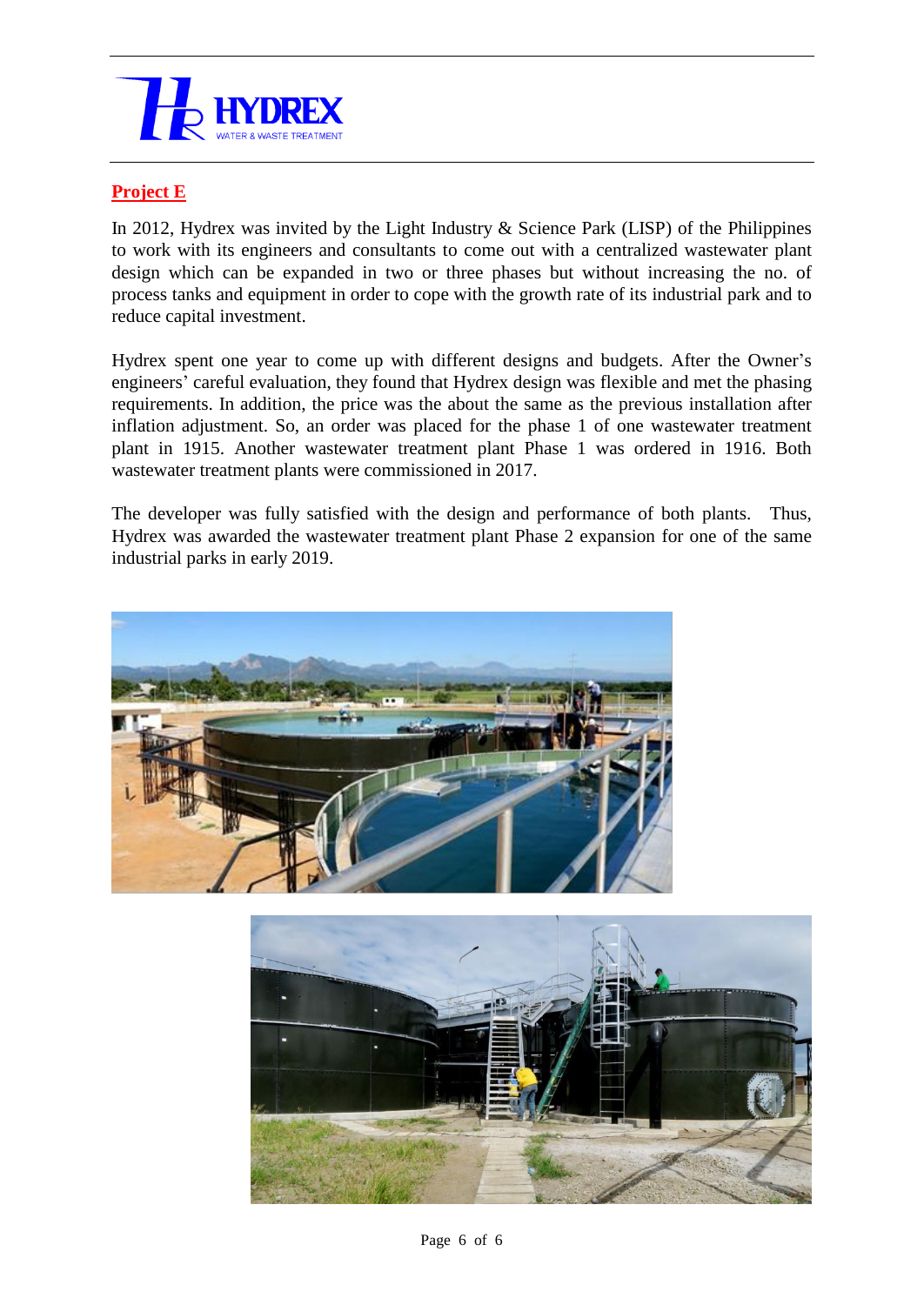**Project E**

In 2012, Hydrex was invited by the Light Industry & Science Park (LISP) of the Philippines to work with its engineers and consultants to come out with a centralized wastewater plant design which can be expanded in two or three phases but without increasing the no. of process tanks and equipment in order to cope with the growth rate of its industrial park and to reduce capital investment.

Hydrex spent one year to come up with different designs and budgets. After the Owner's engineers' careful evaluation, they found that Hydrex design was flexible and met the phasing requirements. In addition, the price was the about the same as the previous installation after inflation adjustment. So, an order was placed for the phase 1 of one wastewater treatment plant in 1915. Another wastewater treatment plant Phase 1 was ordered in 1916. Both wastewater treatment plants were commissioned in 2017.

The developer was fully satisfied with the design and performance of both plants. Thus, Hydrex was awarded the wastewater treatment plant Phase 2 expansion for one of the same industrial parks in early 2019.